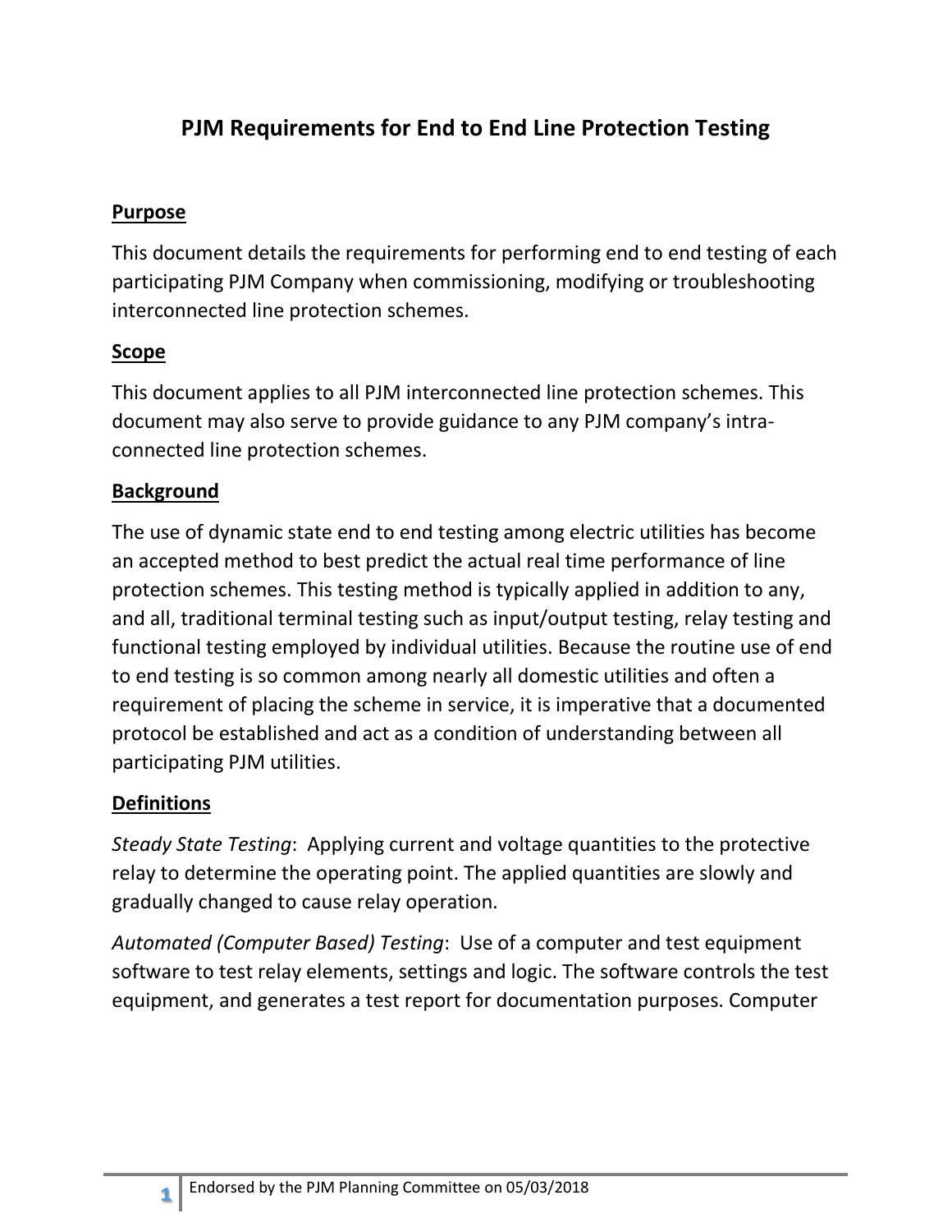# PJM Requirements for End to End Line Protection Testing

## Purpose

This document details the requirements for performing end to end testing of each participating PJM Company when commissioning, modifying or troubleshooting interconnected line protection schemes.

## Scope

This document applies to all PJM interconnected line protection schemes. This document may also serve to provide guidance to any PJM company's intra-connected line protection schemes.

## Background

The use of dynamic state end to end testing among electric utilities has become an accepted method to best predict the actual real time performance of line protection schemes. This testing method is typically applied in addition to any, and all, traditional terminal testing such as input/output testing, relay testing and functional testing employed by individual utilities. Because the routine use of end to end testing is so common among nearly all domestic utilities and often a requirement of placing the scheme in service, it is imperative that a documented protocol be established and act as a condition of understanding between all participating PJM utilities.

## Definitions

*Steady State Testing*: Applying current and voltage quantities to the protective relay to determine the operating point. The applied quantities are slowly and gradually changed to cause relay operation.

*Automated (Computer Based) Testing*: Use of a computer and test equipment software to test relay elements, settings and logic. The software controls the test equipment, and generates a test report for documentation purposes. Computer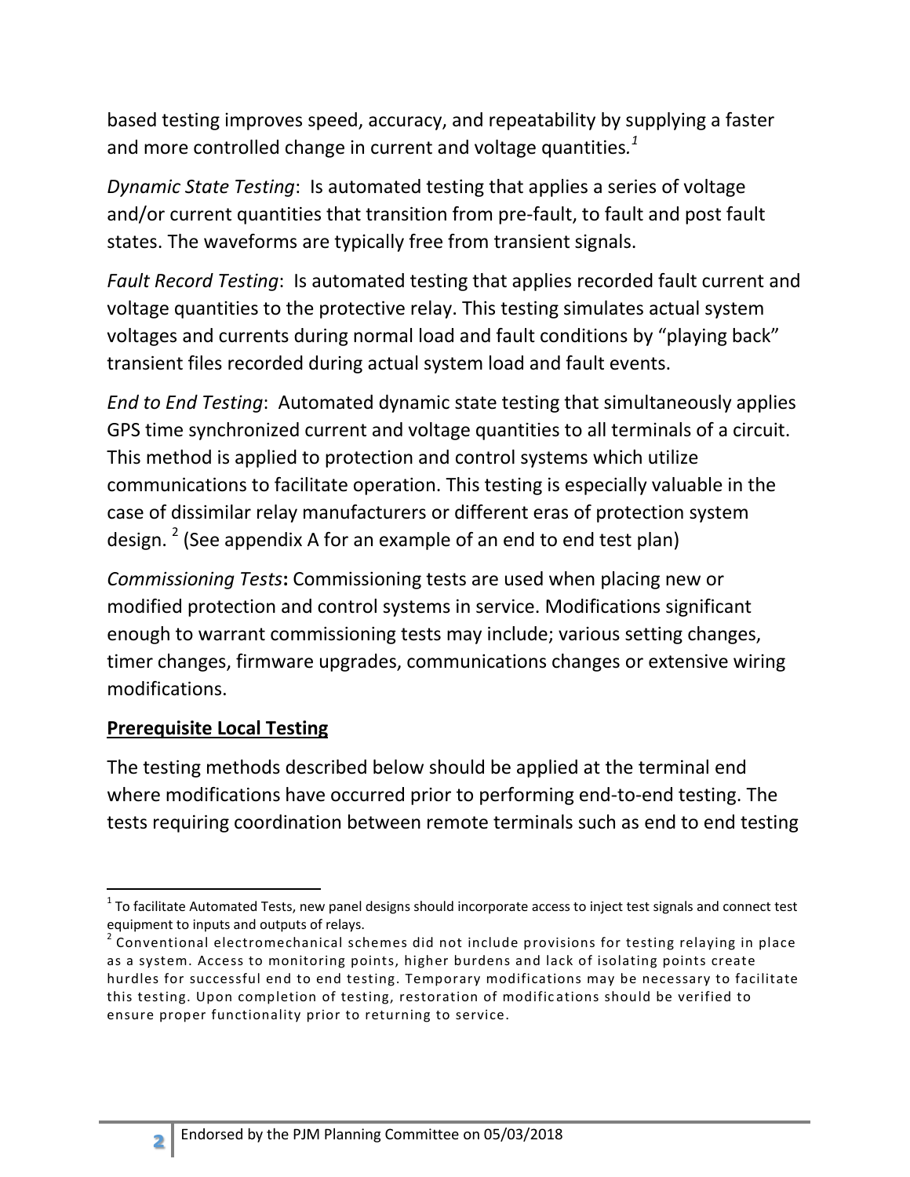based testing improves speed, accuracy, and repeatability by supplying a faster and more controlled change in current and voltage quantities.[1]

*Dynamic State Testing*: Is automated testing that applies a series of voltage and/or current quantities that transition from pre-fault, to fault and post fault states. The waveforms are typically free from transient signals.

*Fault Record Testing*: Is automated testing that applies recorded fault current and voltage quantities to the protective relay. This testing simulates actual system voltages and currents during normal load and fault conditions by "playing back" transient files recorded during actual system load and fault events.

*End to End Testing*: Automated dynamic state testing that simultaneously applies GPS time synchronized current and voltage quantities to all terminals of a circuit. This method is applied to protection and control systems which utilize communications to facilitate operation. This testing is especially valuable in the case of dissimilar relay manufacturers or different eras of protection system design. [2] (See appendix A for an example of an end to end test plan)

*Commissioning Tests***:** Commissioning tests are used when placing new or modified protection and control systems in service. Modifications significant enough to warrant commissioning tests may include; various setting changes, timer changes, firmware upgrades, communications changes or extensive wiring modifications.

**Prerequisite Local Testing**

The testing methods described below should be applied at the terminal end where modifications have occurred prior to performing end-to-end testing. The tests requiring coordination between remote terminals such as end to end testing

---

[1] To facilitate Automated Tests, new panel designs should incorporate access to inject test signals and connect test equipment to inputs and outputs of relays.

[2] Conventional electromechanical schemes did not include provisions for testing relaying in place as a system. Access to monitoring points, higher burdens and lack of isolating points create hurdles for successful end to end testing. Temporary modifications may be necessary to facilitate this testing. Upon completion of testing, restoration of modifications should be verified to ensure proper functionality prior to returning to service.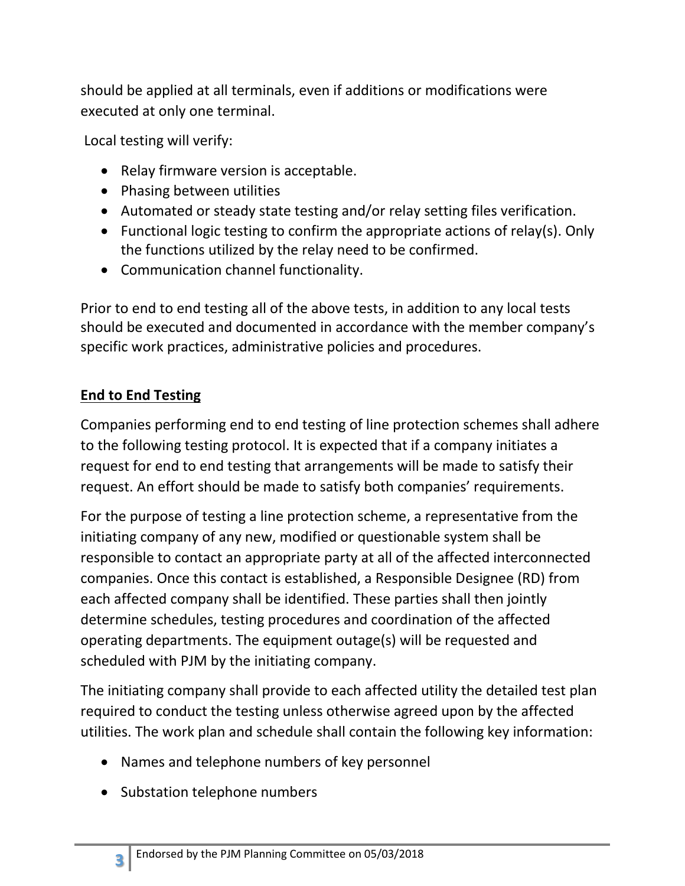should be applied at all terminals, even if additions or modifications were executed at only one terminal.

Local testing will verify:

- Relay firmware version is acceptable.
- Phasing between utilities
- Automated or steady state testing and/or relay setting files verification.
- Functional logic testing to confirm the appropriate actions of relay(s). Only the functions utilized by the relay need to be confirmed.
- Communication channel functionality.

Prior to end to end testing all of the above tests, in addition to any local tests should be executed and documented in accordance with the member company's specific work practices, administrative policies and procedures.

## End to End Testing

Companies performing end to end testing of line protection schemes shall adhere to the following testing protocol. It is expected that if a company initiates a request for end to end testing that arrangements will be made to satisfy their request. An effort should be made to satisfy both companies' requirements.

For the purpose of testing a line protection scheme, a representative from the initiating company of any new, modified or questionable system shall be responsible to contact an appropriate party at all of the affected interconnected companies. Once this contact is established, a Responsible Designee (RD) from each affected company shall be identified. These parties shall then jointly determine schedules, testing procedures and coordination of the affected operating departments. The equipment outage(s) will be requested and scheduled with PJM by the initiating company.

The initiating company shall provide to each affected utility the detailed test plan required to conduct the testing unless otherwise agreed upon by the affected utilities. The work plan and schedule shall contain the following key information:

- Names and telephone numbers of key personnel
- Substation telephone numbers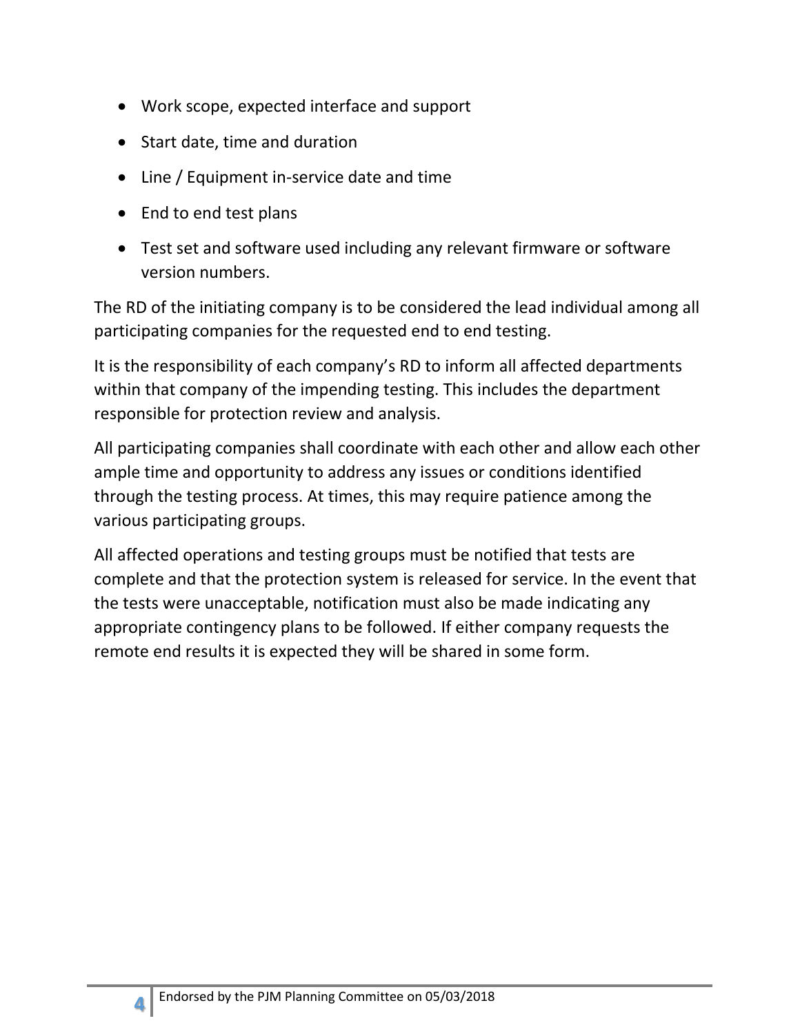- Work scope, expected interface and support
- Start date, time and duration
- Line / Equipment in-service date and time
- End to end test plans
- Test set and software used including any relevant firmware or software version numbers.

The RD of the initiating company is to be considered the lead individual among all participating companies for the requested end to end testing.

It is the responsibility of each company's RD to inform all affected departments within that company of the impending testing. This includes the department responsible for protection review and analysis.

All participating companies shall coordinate with each other and allow each other ample time and opportunity to address any issues or conditions identified through the testing process. At times, this may require patience among the various participating groups.

All affected operations and testing groups must be notified that tests are complete and that the protection system is released for service. In the event that the tests were unacceptable, notification must also be made indicating any appropriate contingency plans to be followed. If either company requests the remote end results it is expected they will be shared in some form.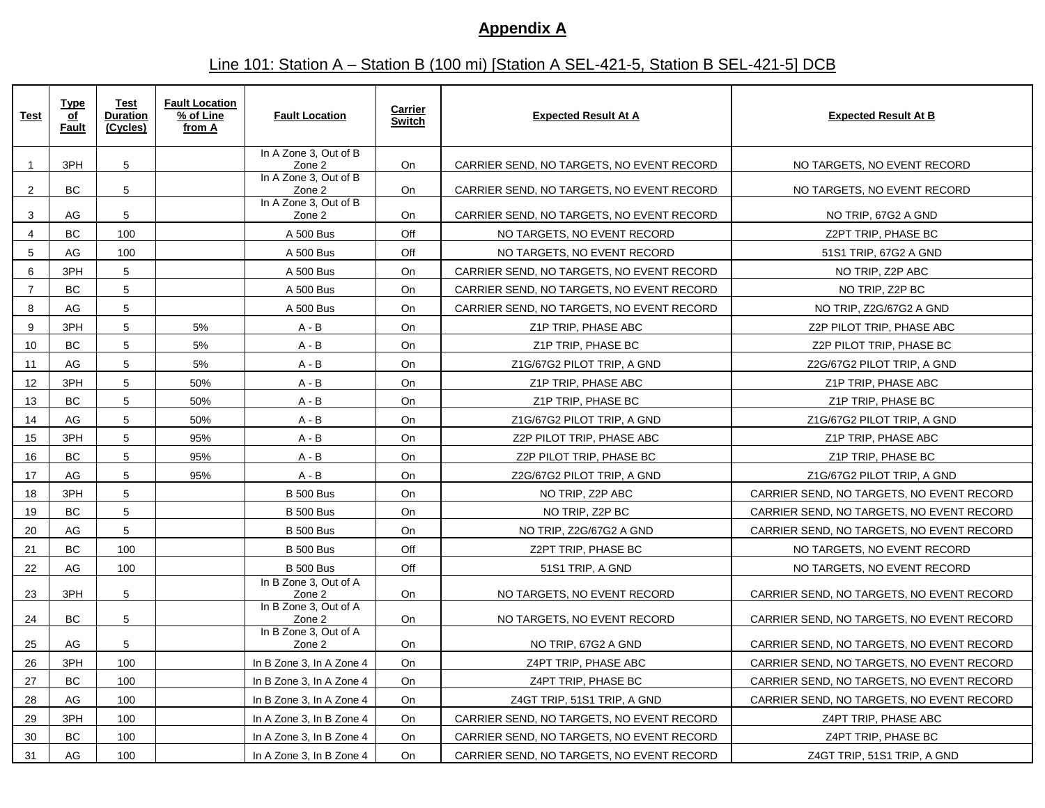## Appendix A

Line 101: Station A – Station B (100 mi) [Station A SEL-421-5, Station B SEL-421-5] DCB

| Test | Type of Fault | Test Duration (Cycles) | Fault Location % of Line from A | Fault Location | Carrier Switch | Expected Result At A | Expected Result At B |
|---|---|---|---|---|---|---|---|
| 1 | 3PH | 5 | | In A Zone 3, Out of B Zone 2 | On | CARRIER SEND, NO TARGETS, NO EVENT RECORD | NO TARGETS, NO EVENT RECORD |
| 2 | BC | 5 | | In A Zone 3, Out of B Zone 2 | On | CARRIER SEND, NO TARGETS, NO EVENT RECORD | NO TARGETS, NO EVENT RECORD |
| 3 | AG | 5 | | In A Zone 3, Out of B Zone 2 | On | CARRIER SEND, NO TARGETS, NO EVENT RECORD | NO TRIP, 67G2 A GND |
| 4 | BC | 100 | | A 500 Bus | Off | NO TARGETS, NO EVENT RECORD | Z2PT TRIP, PHASE BC |
| 5 | AG | 100 | | A 500 Bus | Off | NO TARGETS, NO EVENT RECORD | 51S1 TRIP, 67G2 A GND |
| 6 | 3PH | 5 | | A 500 Bus | On | CARRIER SEND, NO TARGETS, NO EVENT RECORD | NO TRIP, Z2P ABC |
| 7 | BC | 5 | | A 500 Bus | On | CARRIER SEND, NO TARGETS, NO EVENT RECORD | NO TRIP, Z2P BC |
| 8 | AG | 5 | | A 500 Bus | On | CARRIER SEND, NO TARGETS, NO EVENT RECORD | NO TRIP, Z2G/67G2 A GND |
| 9 | 3PH | 5 | 5% | A - B | On | Z1P TRIP, PHASE ABC | Z2P PILOT TRIP, PHASE ABC |
| 10 | BC | 5 | 5% | A - B | On | Z1P TRIP, PHASE BC | Z2P PILOT TRIP, PHASE BC |
| 11 | AG | 5 | 5% | A - B | On | Z1G/67G2 PILOT TRIP, A GND | Z2G/67G2 PILOT TRIP, A GND |
| 12 | 3PH | 5 | 50% | A - B | On | Z1P TRIP, PHASE ABC | Z1P TRIP, PHASE ABC |
| 13 | BC | 5 | 50% | A - B | On | Z1P TRIP, PHASE BC | Z1P TRIP, PHASE BC |
| 14 | AG | 5 | 50% | A - B | On | Z1G/67G2 PILOT TRIP, A GND | Z1G/67G2 PILOT TRIP, A GND |
| 15 | 3PH | 5 | 95% | A - B | On | Z2P PILOT TRIP, PHASE ABC | Z1P TRIP, PHASE ABC |
| 16 | BC | 5 | 95% | A - B | On | Z2P PILOT TRIP, PHASE BC | Z1P TRIP, PHASE BC |
| 17 | AG | 5 | 95% | A - B | On | Z2G/67G2 PILOT TRIP, A GND | Z1G/67G2 PILOT TRIP, A GND |
| 18 | 3PH | 5 | | B 500 Bus | On | NO TRIP, Z2P ABC | CARRIER SEND, NO TARGETS, NO EVENT RECORD |
| 19 | BC | 5 | | B 500 Bus | On | NO TRIP, Z2P BC | CARRIER SEND, NO TARGETS, NO EVENT RECORD |
| 20 | AG | 5 | | B 500 Bus | On | NO TRIP, Z2G/67G2 A GND | CARRIER SEND, NO TARGETS, NO EVENT RECORD |
| 21 | BC | 100 | | B 500 Bus | Off | Z2PT TRIP, PHASE BC | NO TARGETS, NO EVENT RECORD |
| 22 | AG | 100 | | B 500 Bus | Off | 51S1 TRIP, A GND | NO TARGETS, NO EVENT RECORD |
| 23 | 3PH | 5 | | In B Zone 3, Out of A Zone 2 | On | NO TARGETS, NO EVENT RECORD | CARRIER SEND, NO TARGETS, NO EVENT RECORD |
| 24 | BC | 5 | | In B Zone 3, Out of A Zone 2 | On | NO TARGETS, NO EVENT RECORD | CARRIER SEND, NO TARGETS, NO EVENT RECORD |
| 25 | AG | 5 | | In B Zone 3, Out of A Zone 2 | On | NO TRIP, 67G2 A GND | CARRIER SEND, NO TARGETS, NO EVENT RECORD |
| 26 | 3PH | 100 | | In B Zone 3, In A Zone 4 | On | Z4PT TRIP, PHASE ABC | CARRIER SEND, NO TARGETS, NO EVENT RECORD |
| 27 | BC | 100 | | In B Zone 3, In A Zone 4 | On | Z4PT TRIP, PHASE BC | CARRIER SEND, NO TARGETS, NO EVENT RECORD |
| 28 | AG | 100 | | In B Zone 3, In A Zone 4 | On | Z4GT TRIP, 51S1 TRIP, A GND | CARRIER SEND, NO TARGETS, NO EVENT RECORD |
| 29 | 3PH | 100 | | In A Zone 3, In B Zone 4 | On | CARRIER SEND, NO TARGETS, NO EVENT RECORD | Z4PT TRIP, PHASE ABC |
| 30 | BC | 100 | | In A Zone 3, In B Zone 4 | On | CARRIER SEND, NO TARGETS, NO EVENT RECORD | Z4PT TRIP, PHASE BC |
| 31 | AG | 100 | | In A Zone 3, In B Zone 4 | On | CARRIER SEND, NO TARGETS, NO EVENT RECORD | Z4GT TRIP, 51S1 TRIP, A GND |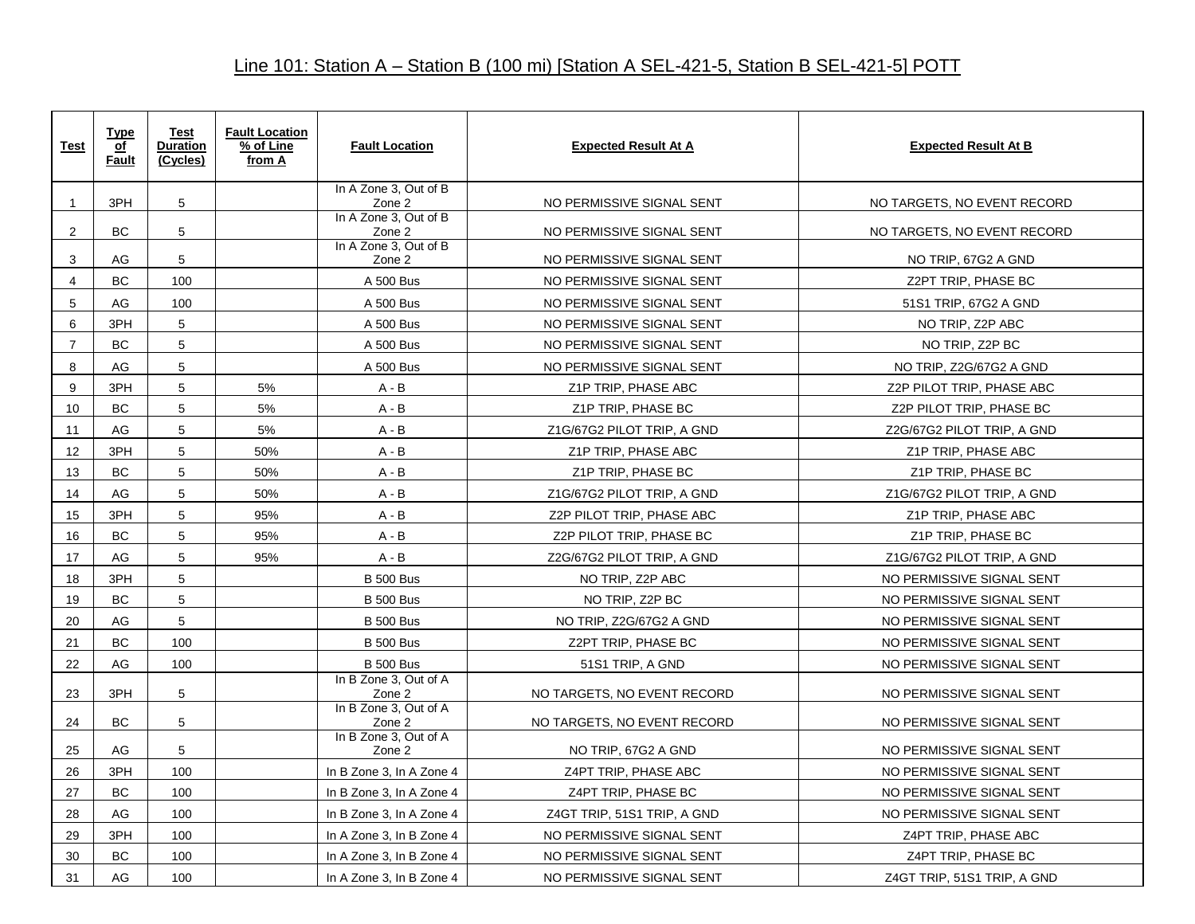## Line 101: Station A – Station B (100 mi) [Station A SEL-421-5, Station B SEL-421-5] POTT

| Test | Type of Fault | Test Duration (Cycles) | Fault Location % of Line from A | Fault Location | Expected Result At A | Expected Result At B |
|---|---|---|---|---|---|---|
| 1 | 3PH | 5 | | In A Zone 3, Out of B Zone 2 | NO PERMISSIVE SIGNAL SENT | NO TARGETS, NO EVENT RECORD |
| 2 | BC | 5 | | In A Zone 3, Out of B Zone 2 | NO PERMISSIVE SIGNAL SENT | NO TARGETS, NO EVENT RECORD |
| 3 | AG | 5 | | In A Zone 3, Out of B Zone 2 | NO PERMISSIVE SIGNAL SENT | NO TRIP, 67G2 A GND |
| 4 | BC | 100 | | A 500 Bus | NO PERMISSIVE SIGNAL SENT | Z2PT TRIP, PHASE BC |
| 5 | AG | 100 | | A 500 Bus | NO PERMISSIVE SIGNAL SENT | 51S1 TRIP, 67G2 A GND |
| 6 | 3PH | 5 | | A 500 Bus | NO PERMISSIVE SIGNAL SENT | NO TRIP, Z2P ABC |
| 7 | BC | 5 | | A 500 Bus | NO PERMISSIVE SIGNAL SENT | NO TRIP, Z2P BC |
| 8 | AG | 5 | | A 500 Bus | NO PERMISSIVE SIGNAL SENT | NO TRIP, Z2G/67G2 A GND |
| 9 | 3PH | 5 | 5% | A - B | Z1P TRIP, PHASE ABC | Z2P PILOT TRIP, PHASE ABC |
| 10 | BC | 5 | 5% | A - B | Z1P TRIP, PHASE BC | Z2P PILOT TRIP, PHASE BC |
| 11 | AG | 5 | 5% | A - B | Z1G/67G2 PILOT TRIP, A GND | Z2G/67G2 PILOT TRIP, A GND |
| 12 | 3PH | 5 | 50% | A - B | Z1P TRIP, PHASE ABC | Z1P TRIP, PHASE ABC |
| 13 | BC | 5 | 50% | A - B | Z1P TRIP, PHASE BC | Z1P TRIP, PHASE BC |
| 14 | AG | 5 | 50% | A - B | Z1G/67G2 PILOT TRIP, A GND | Z1G/67G2 PILOT TRIP, A GND |
| 15 | 3PH | 5 | 95% | A - B | Z2P PILOT TRIP, PHASE ABC | Z1P TRIP, PHASE ABC |
| 16 | BC | 5 | 95% | A - B | Z2P PILOT TRIP, PHASE BC | Z1P TRIP, PHASE BC |
| 17 | AG | 5 | 95% | A - B | Z2G/67G2 PILOT TRIP, A GND | Z1G/67G2 PILOT TRIP, A GND |
| 18 | 3PH | 5 | | B 500 Bus | NO TRIP, Z2P ABC | NO PERMISSIVE SIGNAL SENT |
| 19 | BC | 5 | | B 500 Bus | NO TRIP, Z2P BC | NO PERMISSIVE SIGNAL SENT |
| 20 | AG | 5 | | B 500 Bus | NO TRIP, Z2G/67G2 A GND | NO PERMISSIVE SIGNAL SENT |
| 21 | BC | 100 | | B 500 Bus | Z2PT TRIP, PHASE BC | NO PERMISSIVE SIGNAL SENT |
| 22 | AG | 100 | | B 500 Bus | 51S1 TRIP, A GND | NO PERMISSIVE SIGNAL SENT |
| 23 | 3PH | 5 | | In B Zone 3, Out of A Zone 2 | NO TARGETS, NO EVENT RECORD | NO PERMISSIVE SIGNAL SENT |
| 24 | BC | 5 | | In B Zone 3, Out of A Zone 2 | NO TARGETS, NO EVENT RECORD | NO PERMISSIVE SIGNAL SENT |
| 25 | AG | 5 | | In B Zone 3, Out of A Zone 2 | NO TRIP, 67G2 A GND | NO PERMISSIVE SIGNAL SENT |
| 26 | 3PH | 100 | | In B Zone 3, In A Zone 4 | Z4PT TRIP, PHASE ABC | NO PERMISSIVE SIGNAL SENT |
| 27 | BC | 100 | | In B Zone 3, In A Zone 4 | Z4PT TRIP, PHASE BC | NO PERMISSIVE SIGNAL SENT |
| 28 | AG | 100 | | In B Zone 3, In A Zone 4 | Z4GT TRIP, 51S1 TRIP, A GND | NO PERMISSIVE SIGNAL SENT |
| 29 | 3PH | 100 | | In A Zone 3, In B Zone 4 | NO PERMISSIVE SIGNAL SENT | Z4PT TRIP, PHASE ABC |
| 30 | BC | 100 | | In A Zone 3, In B Zone 4 | NO PERMISSIVE SIGNAL SENT | Z4PT TRIP, PHASE BC |
| 31 | AG | 100 | | In A Zone 3, In B Zone 4 | NO PERMISSIVE SIGNAL SENT | Z4GT TRIP, 51S1 TRIP, A GND |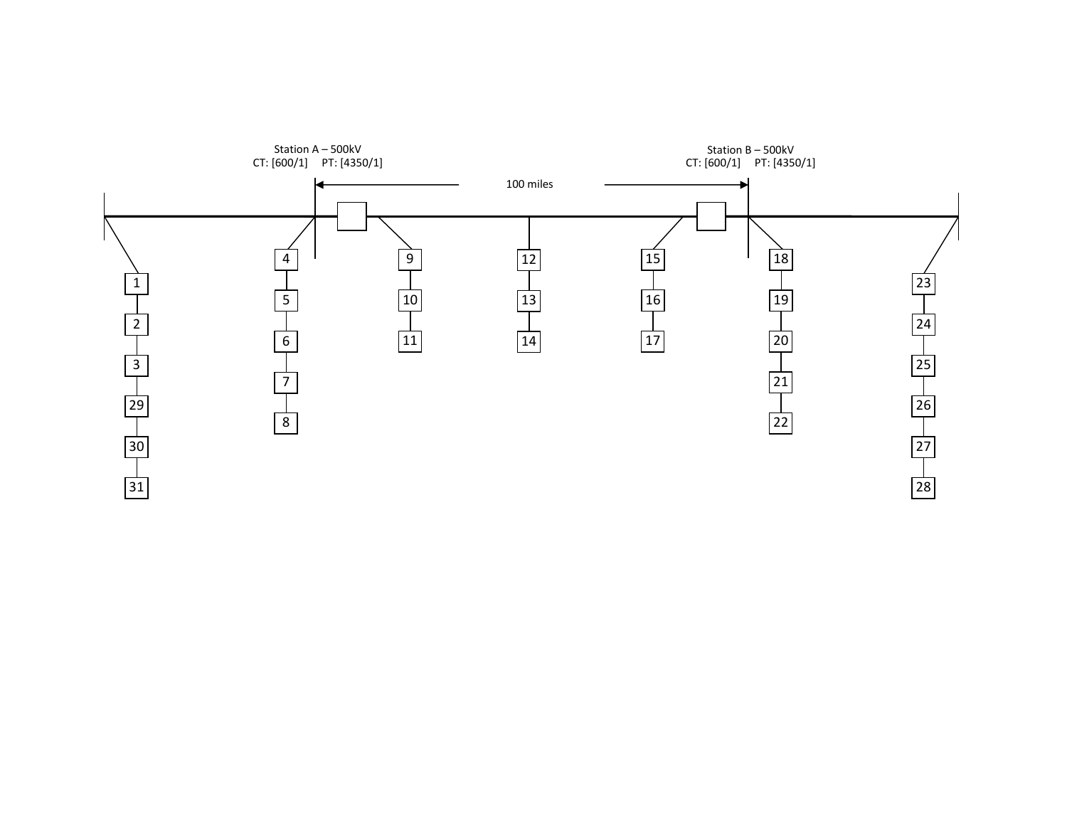Station A – 500kV

CT: [600/1]   PT: [4350/1]

Station B – 500kV

CT: [600/1]   PT: [4350/1]

100 miles

1

2

3

29

30

31

4

5

6

7

8

9

10

11

12

13

14

15

16

17

18

19

20

21

22

23

24

25

26

27

28